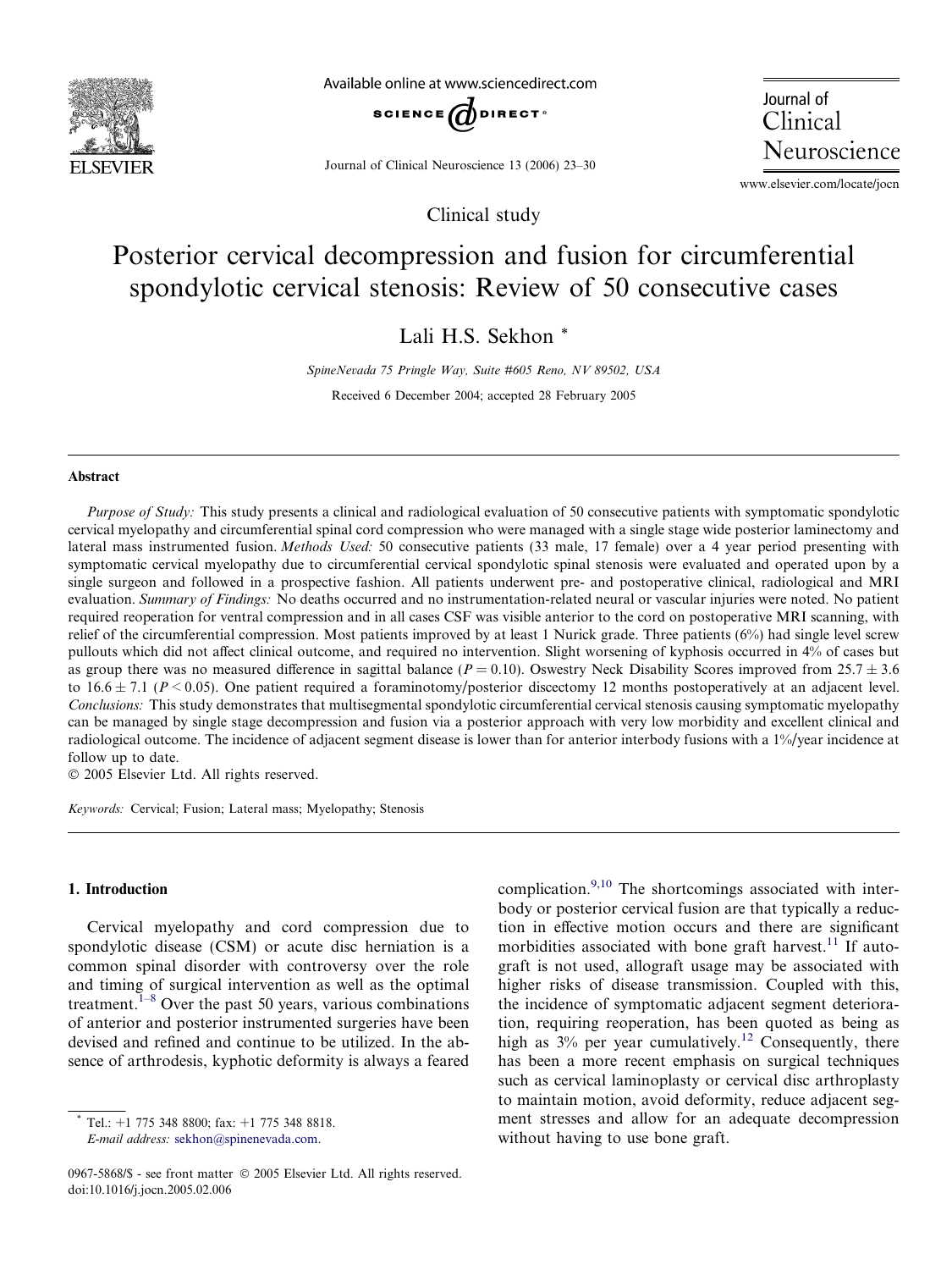Clinical study

# Posterior cervical decompression and fusion for circumferential spondylotic cervical stenosis: Review of 50 consecutive cases

Lali H.S. Sekhon *

SpineNevada 75 Pringle Way, Suite #605 Reno, NV 89502, USA

Received 6 December 2004; accepted 28 February 2005

## Abstract

*Purpose of Study:* This study presents a clinical and radiological evaluation of 50 consecutive patients with symptomatic spondylotic cervical myelopathy and circumferential spinal cord compression who were managed with a single stage wide posterior laminectomy and lateral mass instrumented fusion. *Methods Used:* 50 consecutive patients (33 male, 17 female) over a 4 year period presenting with symptomatic cervical myelopathy due to circumferential cervical spondylotic spinal stenosis were evaluated and operated upon by a single surgeon and followed in a prospective fashion. All patients underwent pre- and postoperative clinical, radiological and MRI evaluation. *Summary of Findings:* No deaths occurred and no instrumentation-related neural or vascular injuries were noted. No patient required reoperation for ventral compression and in all cases CSF was visible anterior to the cord on postoperative MRI scanning, with relief of the circumferential compression. Most patients improved by at least 1 Nurick grade. Three patients (6%) had single level screw pullouts which did not affect clinical outcome, and required no intervention. Slight worsening of kyphosis occurred in 4% of cases but as group there was no measured difference in sagittal balance ($P = 0.10$). Oswestry Neck Disability Scores improved from $25.7 \pm 3.6$ to $16.6 \pm 7.1$ ($P < 0.05$). One patient required a foraminotomy/posterior discectomy 12 months postoperatively at an adjacent level. *Conclusions:* This study demonstrates that multisegmental spondylotic circumferential cervical stenosis causing symptomatic myelopathy can be managed by single stage decompression and fusion via a posterior approach with very low morbidity and excellent clinical and radiological outcome. The incidence of adjacent segment disease is lower than for anterior interbody fusions with a 1%/year incidence at follow up to date.

© 2005 Elsevier Ltd. All rights reserved.

*Keywords:* Cervical; Fusion; Lateral mass; Myelopathy; Stenosis

## 1. Introduction

Cervical myelopathy and cord compression due to spondylotic disease (CSM) or acute disc herniation is a common spinal disorder with controversy over the role and timing of surgical intervention as well as the optimal treatment.[1–8] Over the past 50 years, various combinations of anterior and posterior instrumented surgeries have been devised and refined and continue to be utilized. In the absence of arthrodesis, kyphotic deformity is always a feared complication.[9,10] The shortcomings associated with interbody or posterior cervical fusion are that typically a reduction in effective motion occurs and there are significant morbidities associated with bone graft harvest.[11] If autograft is not used, allograft usage may be associated with higher risks of disease transmission. Coupled with this, the incidence of symptomatic adjacent segment deterioration, requiring reoperation, has been quoted as being as high as 3% per year cumulatively.[12] Consequently, there has been a more recent emphasis on surgical techniques such as cervical laminoplasty or cervical disc arthroplasty to maintain motion, avoid deformity, reduce adjacent segment stresses and allow for an adequate decompression without having to use bone graft.

* Tel.: +1 775 348 8800; fax: +1 775 348 8818.
*E-mail address:* sekhon@spinenevada.com.

0967-5868/$ - see front matter © 2005 Elsevier Ltd. All rights reserved.
doi:10.1016/j.jocn.2005.02.006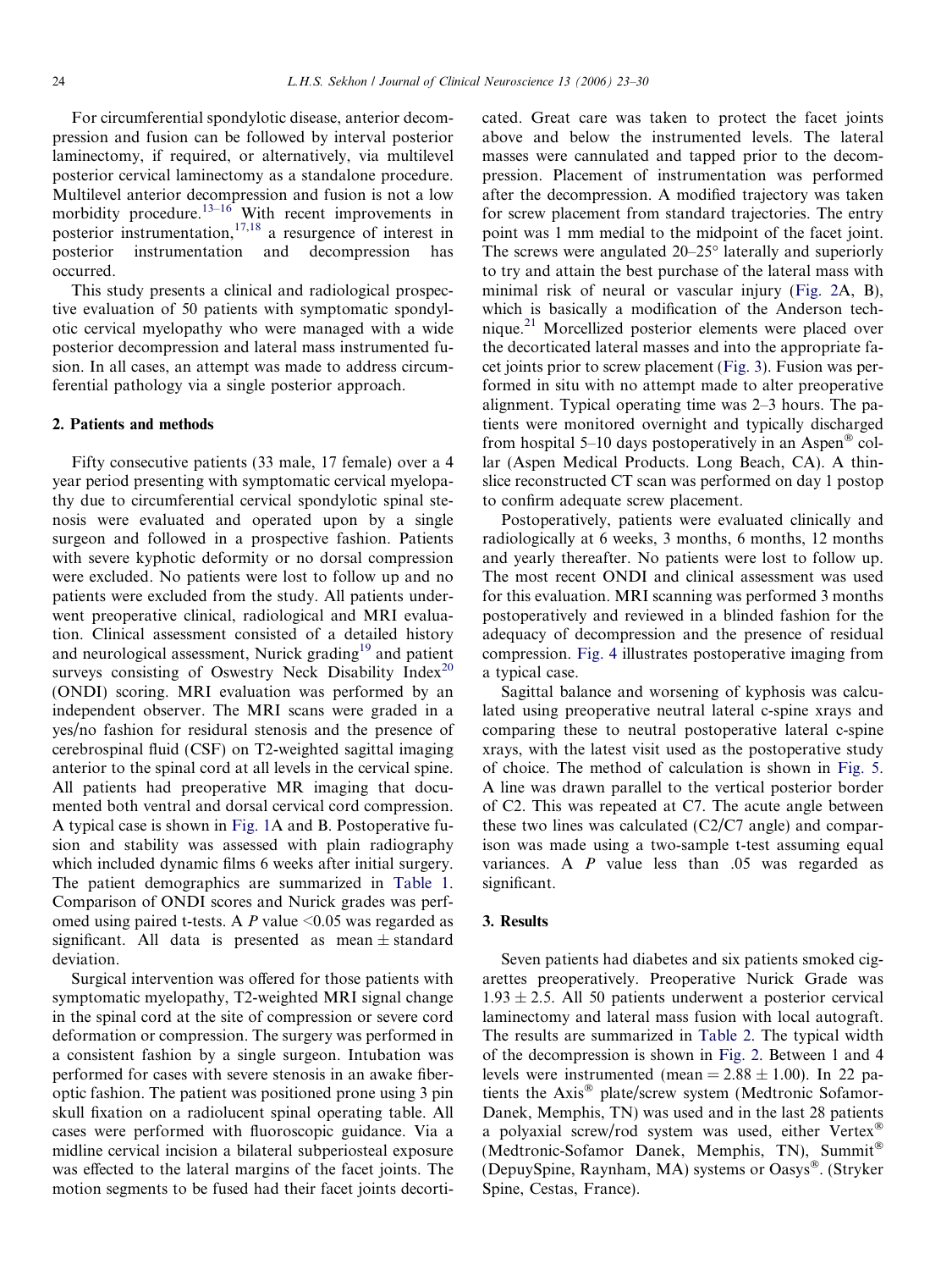For circumferential spondylotic disease, anterior decompression and fusion can be followed by interval posterior laminectomy, if required, or alternatively, via multilevel posterior cervical laminectomy as a standalone procedure. Multilevel anterior decompression and fusion is not a low morbidity procedure.[13–16] With recent improvements in posterior instrumentation,[17,18] a resurgence of interest in posterior instrumentation and decompression has occurred.

This study presents a clinical and radiological prospective evaluation of 50 patients with symptomatic spondylotic cervical myelopathy who were managed with a wide posterior decompression and lateral mass instrumented fusion. In all cases, an attempt was made to address circumferential pathology via a single posterior approach.

## 2. Patients and methods

Fifty consecutive patients (33 male, 17 female) over a 4 year period presenting with symptomatic cervical myelopathy due to circumferential cervical spondylotic spinal stenosis were evaluated and operated upon by a single surgeon and followed in a prospective fashion. Patients with severe kyphotic deformity or no dorsal compression were excluded. No patients were lost to follow up and no patients were excluded from the study. All patients underwent preoperative clinical, radiological and MRI evaluation. Clinical assessment consisted of a detailed history and neurological assessment, Nurick grading[19] and patient surveys consisting of Oswestry Neck Disability Index[20] (ONDI) scoring. MRI evaluation was performed by an independent observer. The MRI scans were graded in a yes/no fashion for residural stenosis and the presence of cerebrospinal fluid (CSF) on T2-weighted sagittal imaging anterior to the spinal cord at all levels in the cervical spine. All patients had preoperative MR imaging that documented both ventral and dorsal cervical cord compression. A typical case is shown in Fig. 1A and B. Postoperative fusion and stability was assessed with plain radiography which included dynamic films 6 weeks after initial surgery. The patient demographics are summarized in Table 1. Comparison of ONDI scores and Nurick grades was perfomed using paired t-tests. A $P$ value <0.05 was regarded as significant. All data is presented as mean ± standard deviation.

Surgical intervention was offered for those patients with symptomatic myelopathy, T2-weighted MRI signal change in the spinal cord at the site of compression or severe cord deformation or compression. The surgery was performed in a consistent fashion by a single surgeon. Intubation was performed for cases with severe stenosis in an awake fiberoptic fashion. The patient was positioned prone using 3 pin skull fixation on a radiolucent spinal operating table. All cases were performed with fluoroscopic guidance. Via a midline cervical incision a bilateral subperiosteal exposure was effected to the lateral margins of the facet joints. The motion segments to be fused had their facet joints decorticated. Great care was taken to protect the facet joints above and below the instrumented levels. The lateral masses were cannulated and tapped prior to the decompression. Placement of instrumentation was performed after the decompression. A modified trajectory was taken for screw placement from standard trajectories. The entry point was 1 mm medial to the midpoint of the facet joint. The screws were angulated 20–25° laterally and superiorly to try and attain the best purchase of the lateral mass with minimal risk of neural or vascular injury (Fig. 2A, B), which is basically a modification of the Anderson technique.[21] Morcellized posterior elements were placed over the decorticated lateral masses and into the appropriate facet joints prior to screw placement (Fig. 3). Fusion was performed in situ with no attempt made to alter preoperative alignment. Typical operating time was 2–3 hours. The patients were monitored overnight and typically discharged from hospital 5–10 days postoperatively in an Aspen® collar (Aspen Medical Products. Long Beach, CA). A thin-slice reconstructed CT scan was performed on day 1 postop to confirm adequate screw placement.

Postoperatively, patients were evaluated clinically and radiologically at 6 weeks, 3 months, 6 months, 12 months and yearly thereafter. No patients were lost to follow up. The most recent ONDI and clinical assessment was used for this evaluation. MRI scanning was performed 3 months postoperatively and reviewed in a blinded fashion for the adequacy of decompression and the presence of residual compression. Fig. 4 illustrates postoperative imaging from a typical case.

Sagittal balance and worsening of kyphosis was calculated using preoperative neutral lateral c-spine xrays and comparing these to neutral postoperative lateral c-spine xrays, with the latest visit used as the postoperative study of choice. The method of calculation is shown in Fig. 5. A line was drawn parallel to the vertical posterior border of C2. This was repeated at C7. The acute angle between these two lines was calculated (C2/C7 angle) and comparison was made using a two-sample t-test assuming equal variances. A $P$ value less than .05 was regarded as significant.

## 3. Results

Seven patients had diabetes and six patients smoked cigarettes preoperatively. Preoperative Nurick Grade was $1.93 \pm 2.5$. All 50 patients underwent a posterior cervical laminectomy and lateral mass fusion with local autograft. The results are summarized in Table 2. The typical width of the decompression is shown in Fig. 2. Between 1 and 4 levels were instrumented (mean = $2.88 \pm 1.00$). In 22 patients the Axis® plate/screw system (Medtronic Sofamor-Danek, Memphis, TN) was used and in the last 28 patients a polyaxial screw/rod system was used, either Vertex® (Medtronic-Sofamor Danek, Memphis, TN), Summit® (DepuySpine, Raynham, MA) systems or Oasys®. (Stryker Spine, Cestas, France).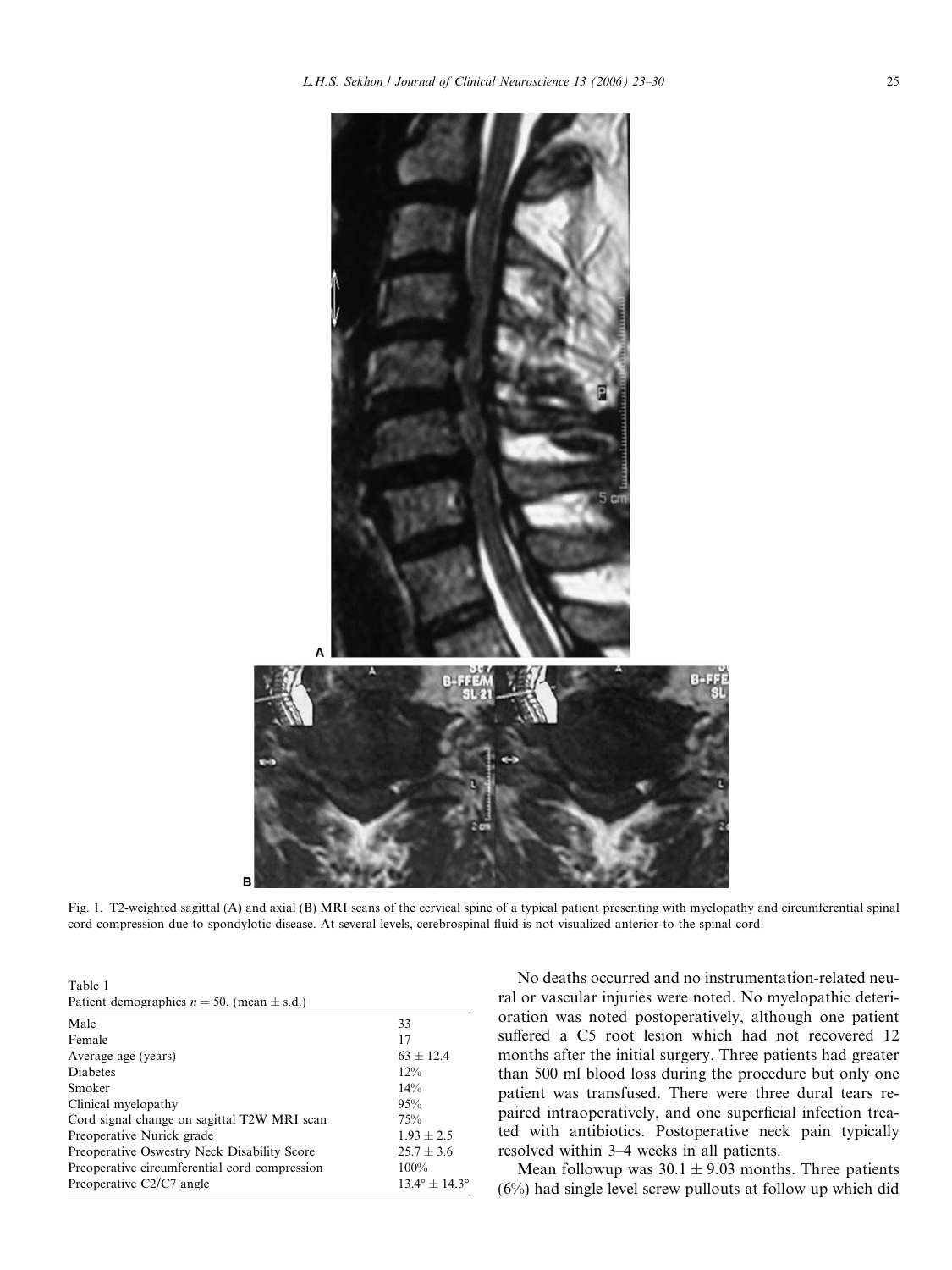Fig. 1. T2-weighted sagittal (A) and axial (B) MRI scans of the cervical spine of a typical patient presenting with myelopathy and circumferential spinal cord compression due to spondylotic disease. At several levels, cerebrospinal fluid is not visualized anterior to the spinal cord.

Table 1
Patient demographics $n = 50$, (mean ± s.d.)

| | |
|---|---|
| Male | 33 |
| Female | 17 |
| Average age (years) | 63 ± 12.4 |
| Diabetes | 12% |
| Smoker | 14% |
| Clinical myelopathy | 95% |
| Cord signal change on sagittal T2W MRI scan | 75% |
| Preoperative Nurick grade | 1.93 ± 2.5 |
| Preoperative Oswestry Neck Disability Score | 25.7 ± 3.6 |
| Preoperative circumferential cord compression | 100% |
| Preoperative C2/C7 angle | 13.4° ± 14.3° |

No deaths occurred and no instrumentation-related neural or vascular injuries were noted. No myelopathic deterioration was noted postoperatively, although one patient suffered a C5 root lesion which had not recovered 12 months after the initial surgery. Three patients had greater than 500 ml blood loss during the procedure but only one patient was transfused. There were three dural tears repaired intraoperatively, and one superficial infection treated with antibiotics. Postoperative neck pain typically resolved within 3–4 weeks in all patients.

Mean followup was 30.1 ± 9.03 months. Three patients (6%) had single level screw pullouts at follow up which did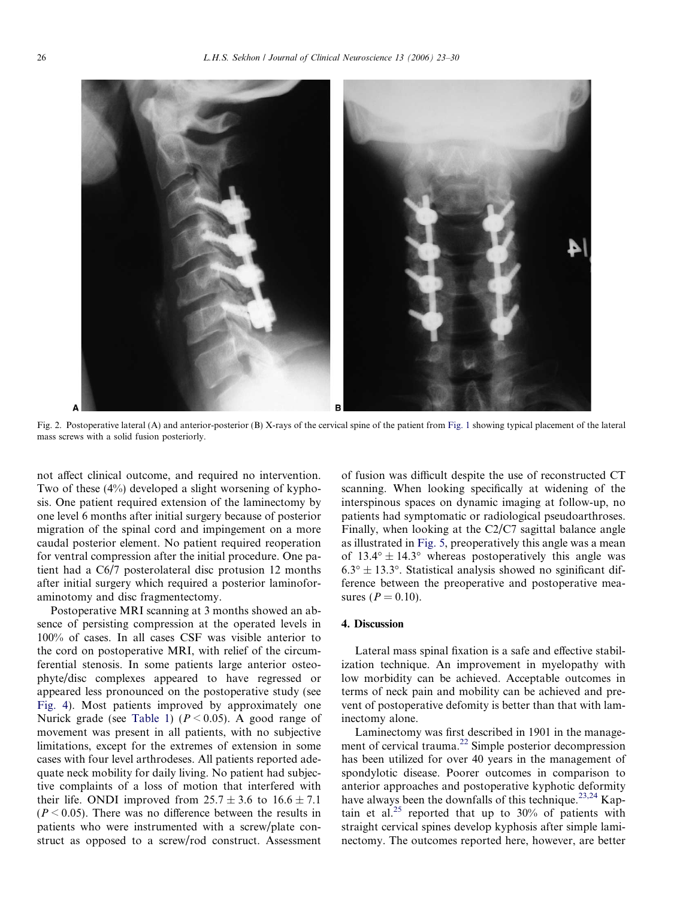Fig. 2. Postoperative lateral (A) and anterior-posterior (B) X-rays of the cervical spine of the patient from Fig. 1 showing typical placement of the lateral mass screws with a solid fusion posteriorly.

not affect clinical outcome, and required no intervention. Two of these (4%) developed a slight worsening of kyphosis. One patient required extension of the laminectomy by one level 6 months after initial surgery because of posterior migration of the spinal cord and impingement on a more caudal posterior element. No patient required reoperation for ventral compression after the initial procedure. One patient had a C6/7 posterolateral disc protusion 12 months after initial surgery which required a posterior laminoforaminotomy and disc fragmentectomy.

Postoperative MRI scanning at 3 months showed an absence of persisting compression at the operated levels in 100% of cases. In all cases CSF was visible anterior to the cord on postoperative MRI, with relief of the circumferential stenosis. In some patients large anterior osteophyte/disc complexes appeared to have regressed or appeared less pronounced on the postoperative study (see Fig. 4). Most patients improved by approximately one Nurick grade (see Table 1) ($P < 0.05$). A good range of movement was present in all patients, with no subjective limitations, except for the extremes of extension in some cases with four level arthrodeses. All patients reported adequate neck mobility for daily living. No patient had subjective complaints of a loss of motion that interfered with their life. ONDI improved from $25.7 \pm 3.6$ to $16.6 \pm 7.1$ ($P < 0.05$). There was no difference between the results in patients who were instrumented with a screw/plate construct as opposed to a screw/rod construct. Assessment of fusion was difficult despite the use of reconstructed CT scanning. When looking specifically at widening of the interspinous spaces on dynamic imaging at follow-up, no patients had symptomatic or radiological pseudoarthroses. Finally, when looking at the C2/C7 sagittal balance angle as illustrated in Fig. 5, preoperatively this angle was a mean of $13.4° \pm 14.3°$ whereas postoperatively this angle was $6.3° \pm 13.3°$. Statistical analysis showed no sginificant difference between the preoperative and postoperative measures ($P = 0.10$).

## 4. Discussion

Lateral mass spinal fixation is a safe and effective stabilization technique. An improvement in myelopathy with low morbidity can be achieved. Acceptable outcomes in terms of neck pain and mobility can be achieved and prevent of postoperative defomity is better than that with laminectomy alone.

Laminectomy was first described in 1901 in the management of cervical trauma.[22] Simple posterior decompression has been utilized for over 40 years in the management of spondylotic disease. Poorer outcomes in comparison to anterior approaches and postoperative kyphotic deformity have always been the downfalls of this technique.[23,24] Kaptain et al.[25] reported that up to 30% of patients with straight cervical spines develop kyphosis after simple laminectomy. The outcomes reported here, however, are better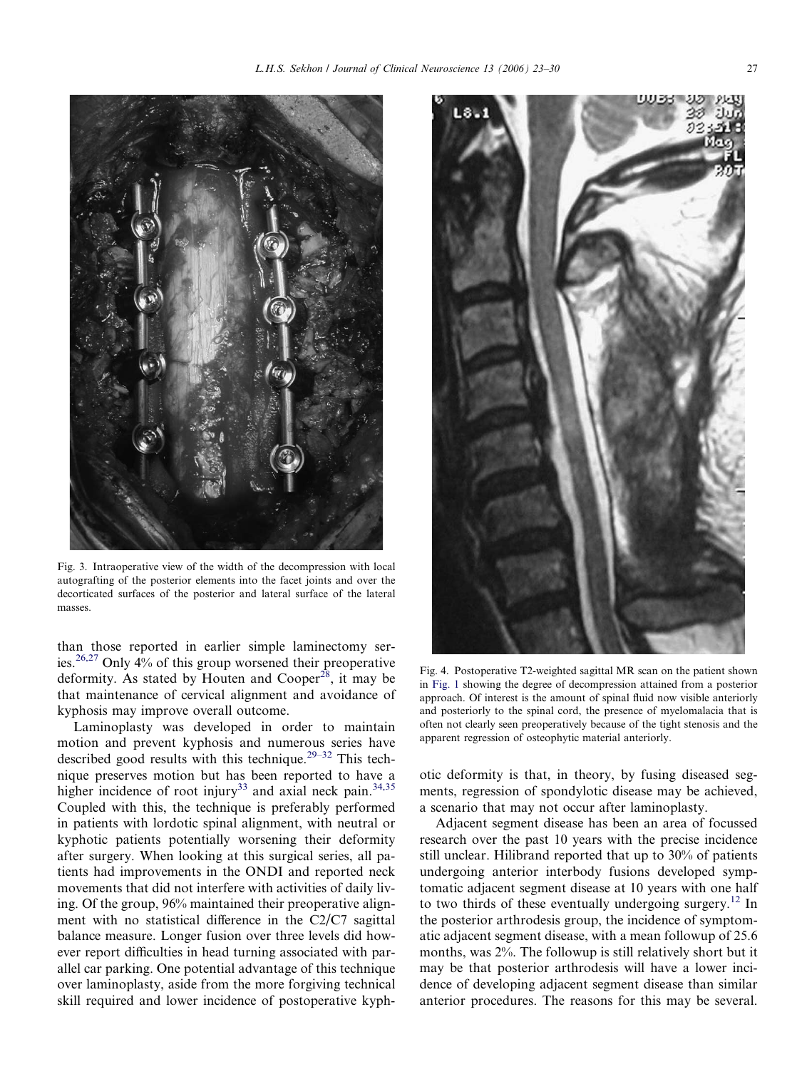Fig. 3. Intraoperative view of the width of the decompression with local autografting of the posterior elements into the facet joints and over the decorticated surfaces of the posterior and lateral surface of the lateral masses.

Fig. 4. Postoperative T2-weighted sagittal MR scan on the patient shown in Fig. 1 showing the degree of decompression attained from a posterior approach. Of interest is the amount of spinal fluid now visible anteriorly and posteriorly to the spinal cord, the presence of myelomalacia that is often not clearly seen preoperatively because of the tight stenosis and the apparent regression of osteophytic material anteriorly.

than those reported in earlier simple laminectomy series.[26,27] Only 4% of this group worsened their preoperative deformity. As stated by Houten and Cooper[28], it may be that maintenance of cervical alignment and avoidance of kyphosis may improve overall outcome.

Laminoplasty was developed in order to maintain motion and prevent kyphosis and numerous series have described good results with this technique.[29–32] This technique preserves motion but has been reported to have a higher incidence of root injury[33] and axial neck pain.[34,35] Coupled with this, the technique is preferably performed in patients with lordotic spinal alignment, with neutral or kyphotic patients potentially worsening their deformity after surgery. When looking at this surgical series, all patients had improvements in the ONDI and reported neck movements that did not interfere with activities of daily living. Of the group, 96% maintained their preoperative alignment with no statistical difference in the C2/C7 sagittal balance measure. Longer fusion over three levels did however report difficulties in head turning associated with parallel car parking. One potential advantage of this technique over laminoplasty, aside from the more forgiving technical skill required and lower incidence of postoperative kyphotic deformity is that, in theory, by fusing diseased segments, regression of spondylotic disease may be achieved, a scenario that may not occur after laminoplasty.

Adjacent segment disease has been an area of focussed research over the past 10 years with the precise incidence still unclear. Hilibrand reported that up to 30% of patients undergoing anterior interbody fusions developed symptomatic adjacent segment disease at 10 years with one half to two thirds of these eventually undergoing surgery.[12] In the posterior arthrodesis group, the incidence of symptomatic adjacent segment disease, with a mean followup of 25.6 months, was 2%. The followup is still relatively short but it may be that posterior arthrodesis will have a lower incidence of developing adjacent segment disease than similar anterior procedures. The reasons for this may be several.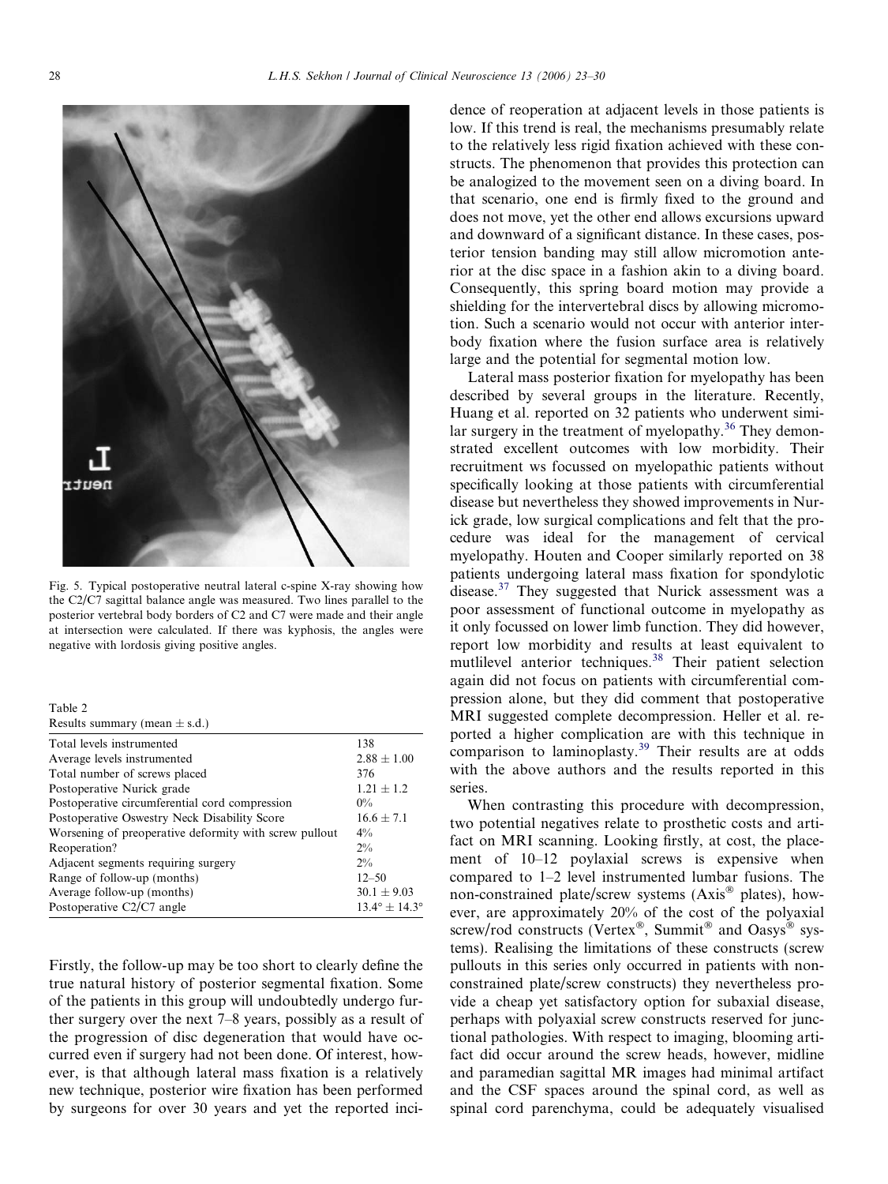Fig. 5. Typical postoperative neutral lateral c-spine X-ray showing how the C2/C7 sagittal balance angle was measured. Two lines parallel to the posterior vertebral body borders of C2 and C7 were made and their angle at intersection were calculated. If there was kyphosis, the angles were negative with lordosis giving positive angles.

Table 2
Results summary (mean ± s.d.)

| | |
|---|---|
| Total levels instrumented | 138 |
| Average levels instrumented | 2.88 ± 1.00 |
| Total number of screws placed | 376 |
| Postoperative Nurick grade | 1.21 ± 1.2 |
| Postoperative circumferential cord compression | 0% |
| Postoperative Oswestry Neck Disability Score | 16.6 ± 7.1 |
| Worsening of preoperative deformity with screw pullout | 4% |
| Reoperation? | 2% |
| Adjacent segments requiring surgery | 2% |
| Range of follow-up (months) | 12–50 |
| Average follow-up (months) | 30.1 ± 9.03 |
| Postoperative C2/C7 angle | 13.4° ± 14.3° |

Firstly, the follow-up may be too short to clearly define the true natural history of posterior segmental fixation. Some of the patients in this group will undoubtedly undergo further surgery over the next 7–8 years, possibly as a result of the progression of disc degeneration that would have occurred even if surgery had not been done. Of interest, however, is that although lateral mass fixation is a relatively new technique, posterior wire fixation has been performed by surgeons for over 30 years and yet the reported incidence of reoperation at adjacent levels in those patients is low. If this trend is real, the mechanisms presumably relate to the relatively less rigid fixation achieved with these constructs. The phenomenon that provides this protection can be analogized to the movement seen on a diving board. In that scenario, one end is firmly fixed to the ground and does not move, yet the other end allows excursions upward and downward of a significant distance. In these cases, posterior tension banding may still allow micromotion anterior at the disc space in a fashion akin to a diving board. Consequently, this spring board motion may provide a shielding for the intervertebral discs by allowing micromotion. Such a scenario would not occur with anterior interbody fixation where the fusion surface area is relatively large and the potential for segmental motion low.

Lateral mass posterior fixation for myelopathy has been described by several groups in the literature. Recently, Huang et al. reported on 32 patients who underwent similar surgery in the treatment of myelopathy.[36] They demonstrated excellent outcomes with low morbidity. Their recruitment ws focussed on myelopathic patients without specifically looking at those patients with circumferential disease but nevertheless they showed improvements in Nurick grade, low surgical complications and felt that the procedure was ideal for the management of cervical myelopathy. Houten and Cooper similarly reported on 38 patients undergoing lateral mass fixation for spondylotic disease.[37] They suggested that Nurick assessment was a poor assessment of functional outcome in myelopathy as it only focussed on lower limb function. They did however, report low morbidity and results at least equivalent to mutlilevel anterior techniques.[38] Their patient selection again did not focus on patients with circumferential compression alone, but they did comment that postoperative MRI suggested complete decompression. Heller et al. reported a higher complication are with this technique in comparison to laminoplasty.[39] Their results are at odds with the above authors and the results reported in this series.

When contrasting this procedure with decompression, two potential negatives relate to prosthetic costs and artifact on MRI scanning. Looking firstly, at cost, the placement of 10–12 poylaxial screws is expensive when compared to 1–2 level instrumented lumbar fusions. The non-constrained plate/screw systems (Axis® plates), however, are approximately 20% of the cost of the polyaxial screw/rod constructs (Vertex®, Summit® and Oasys® systems). Realising the limitations of these constructs (screw pullouts in this series only occurred in patients with non-constrained plate/screw constructs) they nevertheless provide a cheap yet satisfactory option for subaxial disease, perhaps with polyaxial screw constructs reserved for junctional pathologies. With respect to imaging, blooming artifact did occur around the screw heads, however, midline and paramedian sagittal MR images had minimal artifact and the CSF spaces around the spinal cord, as well as spinal cord parenchyma, could be adequately visualised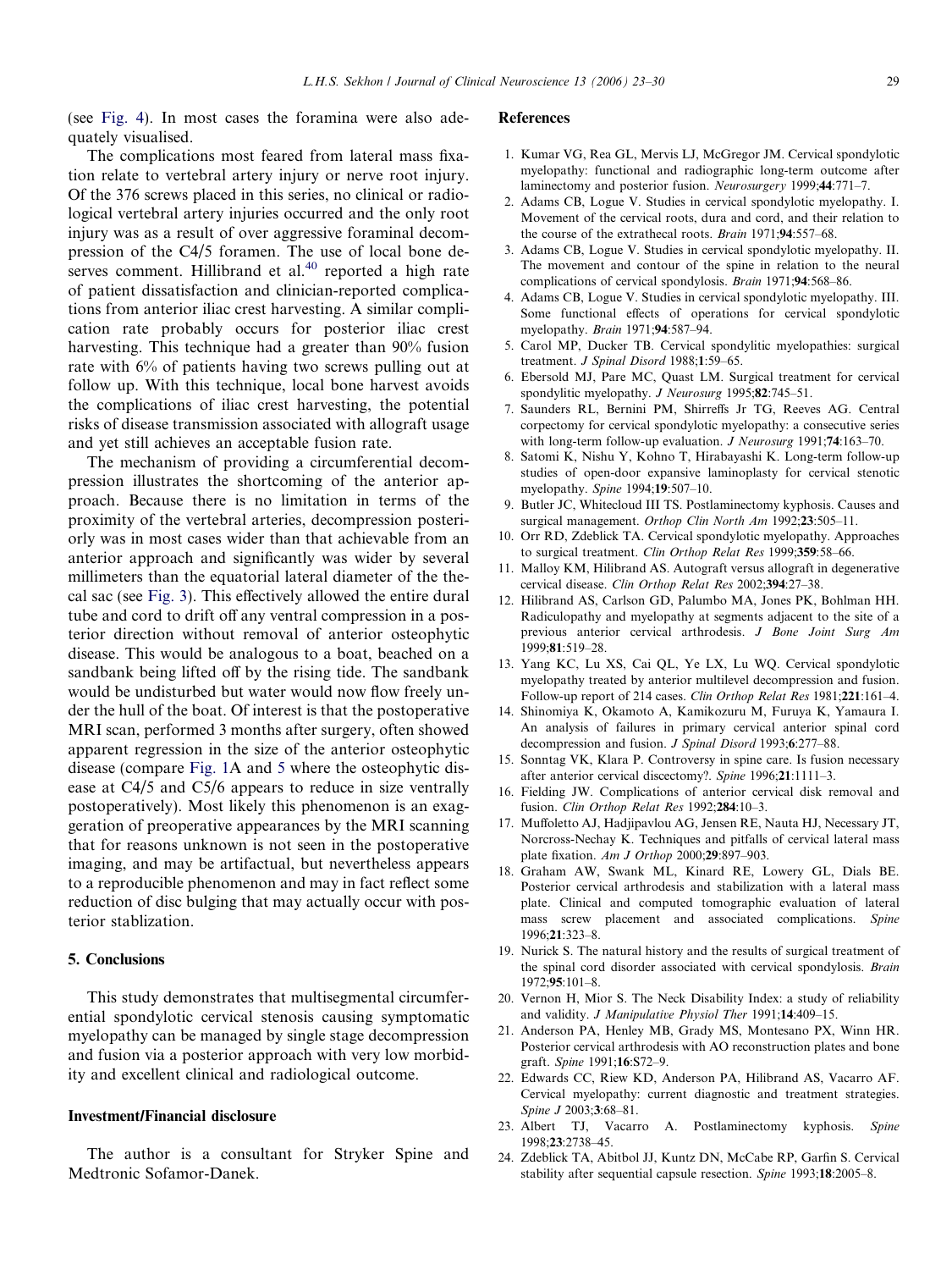(see Fig. 4). In most cases the foramina were also adequately visualised.

The complications most feared from lateral mass fixation relate to vertebral artery injury or nerve root injury. Of the 376 screws placed in this series, no clinical or radiological vertebral artery injuries occurred and the only root injury was as a result of over aggressive foraminal decompression of the C4/5 foramen. The use of local bone deserves comment. Hillibrand et al.[40] reported a high rate of patient dissatisfaction and clinician-reported complications from anterior iliac crest harvesting. A similar complication rate probably occurs for posterior iliac crest harvesting. This technique had a greater than 90% fusion rate with 6% of patients having two screws pulling out at follow up. With this technique, local bone harvest avoids the complications of iliac crest harvesting, the potential risks of disease transmission associated with allograft usage and yet still achieves an acceptable fusion rate.

The mechanism of providing a circumferential decompression illustrates the shortcoming of the anterior approach. Because there is no limitation in terms of the proximity of the vertebral arteries, decompression posteriorly was in most cases wider than that achievable from an anterior approach and significantly was wider by several millimeters than the equatorial lateral diameter of the thecal sac (see Fig. 3). This effectively allowed the entire dural tube and cord to drift off any ventral compression in a posterior direction without removal of anterior osteophytic disease. This would be analogous to a boat, beached on a sandbank being lifted off by the rising tide. The sandbank would be undisturbed but water would now flow freely under the hull of the boat. Of interest is that the postoperative MRI scan, performed 3 months after surgery, often showed apparent regression in the size of the anterior osteophytic disease (compare Fig. 1A and 5 where the osteophytic disease at C4/5 and C5/6 appears to reduce in size ventrally postoperatively). Most likely this phenomenon is an exaggeration of preoperative appearances by the MRI scanning that for reasons unknown is not seen in the postoperative imaging, and may be artifactual, but nevertheless appears to a reproducible phenomenon and may in fact reflect some reduction of disc bulging that may actually occur with posterior stablization.

## 5. Conclusions

This study demonstrates that multisegmental circumferential spondylotic cervical stenosis causing symptomatic myelopathy can be managed by single stage decompression and fusion via a posterior approach with very low morbidity and excellent clinical and radiological outcome.

## Investment/Financial disclosure

The author is a consultant for Stryker Spine and Medtronic Sofamor-Danek.

## References

1. Kumar VG, Rea GL, Mervis LJ, McGregor JM. Cervical spondylotic myelopathy: functional and radiographic long-term outcome after laminectomy and posterior fusion. *Neurosurgery* 1999;**44**:771–7.
2. Adams CB, Logue V. Studies in cervical spondylotic myelopathy. I. Movement of the cervical roots, dura and cord, and their relation to the course of the extrathecal roots. *Brain* 1971;**94**:557–68.
3. Adams CB, Logue V. Studies in cervical spondylotic myelopathy. II. The movement and contour of the spine in relation to the neural complications of cervical spondylosis. *Brain* 1971;**94**:568–86.
4. Adams CB, Logue V. Studies in cervical spondylotic myelopathy. III. Some functional effects of operations for cervical spondylotic myelopathy. *Brain* 1971;**94**:587–94.
5. Carol MP, Ducker TB. Cervical spondylitic myelopathies: surgical treatment. *J Spinal Disord* 1988;**1**:59–65.
6. Ebersold MJ, Pare MC, Quast LM. Surgical treatment for cervical spondylitic myelopathy. *J Neurosurg* 1995;**82**:745–51.
7. Saunders RL, Bernini PM, Shirreffs Jr TG, Reeves AG. Central corpectomy for cervical spondylotic myelopathy: a consecutive series with long-term follow-up evaluation. *J Neurosurg* 1991;**74**:163–70.
8. Satomi K, Nishu Y, Kohno T, Hirabayashi K. Long-term follow-up studies of open-door expansive laminoplasty for cervical stenotic myelopathy. *Spine* 1994;**19**:507–10.
9. Butler JC, Whitecloud III TS. Postlaminectomy kyphosis. Causes and surgical management. *Orthop Clin North Am* 1992;**23**:505–11.
10. Orr RD, Zdeblick TA. Cervical spondylotic myelopathy. Approaches to surgical treatment. *Clin Orthop Relat Res* 1999;**359**:58–66.
11. Malloy KM, Hilibrand AS. Autograft versus allograft in degenerative cervical disease. *Clin Orthop Relat Res* 2002;**394**:27–38.
12. Hilibrand AS, Carlson GD, Palumbo MA, Jones PK, Bohlman HH. Radiculopathy and myelopathy at segments adjacent to the site of a previous anterior cervical arthrodesis. *J Bone Joint Surg Am* 1999;**81**:519–28.
13. Yang KC, Lu XS, Cai QL, Ye LX, Lu WQ. Cervical spondylotic myelopathy treated by anterior multilevel decompression and fusion. Follow-up report of 214 cases. *Clin Orthop Relat Res* 1981;**221**:161–4.
14. Shinomiya K, Okamoto A, Kamikozuru M, Furuya K, Yamaura I. An analysis of failures in primary cervical anterior spinal cord decompression and fusion. *J Spinal Disord* 1993;**6**:277–88.
15. Sonntag VK, Klara P. Controversy in spine care. Is fusion necessary after anterior cervical discectomy?. *Spine* 1996;**21**:1111–3.
16. Fielding JW. Complications of anterior cervical disk removal and fusion. *Clin Orthop Relat Res* 1992;**284**:10–3.
17. Muffoletto AJ, Hadjipavlou AG, Jensen RE, Nauta HJ, Necessary JT, Norcross-Nechay K. Techniques and pitfalls of cervical lateral mass plate fixation. *Am J Orthop* 2000;**29**:897–903.
18. Graham AW, Swank ML, Kinard RE, Lowery GL, Dials BE. Posterior cervical arthrodesis and stabilization with a lateral mass plate. Clinical and computed tomographic evaluation of lateral mass screw placement and associated complications. *Spine* 1996;**21**:323–8.
19. Nurick S. The natural history and the results of surgical treatment of the spinal cord disorder associated with cervical spondylosis. *Brain* 1972;**95**:101–8.
20. Vernon H, Mior S. The Neck Disability Index: a study of reliability and validity. *J Manipulative Physiol Ther* 1991;**14**:409–15.
21. Anderson PA, Henley MB, Grady MS, Montesano PX, Winn HR. Posterior cervical arthrodesis with AO reconstruction plates and bone graft. *Spine* 1991;**16**:S72–9.
22. Edwards CC, Riew KD, Anderson PA, Hilibrand AS, Vacarro AF. Cervical myelopathy: current diagnostic and treatment strategies. *Spine J* 2003;**3**:68–81.
23. Albert TJ, Vacarro A. Postlaminectomy kyphosis. *Spine* 1998;**23**:2738–45.
24. Zdeblick TA, Abitbol JJ, Kuntz DN, McCabe RP, Garfin S. Cervical stability after sequential capsule resection. *Spine* 1993;**18**:2005–8.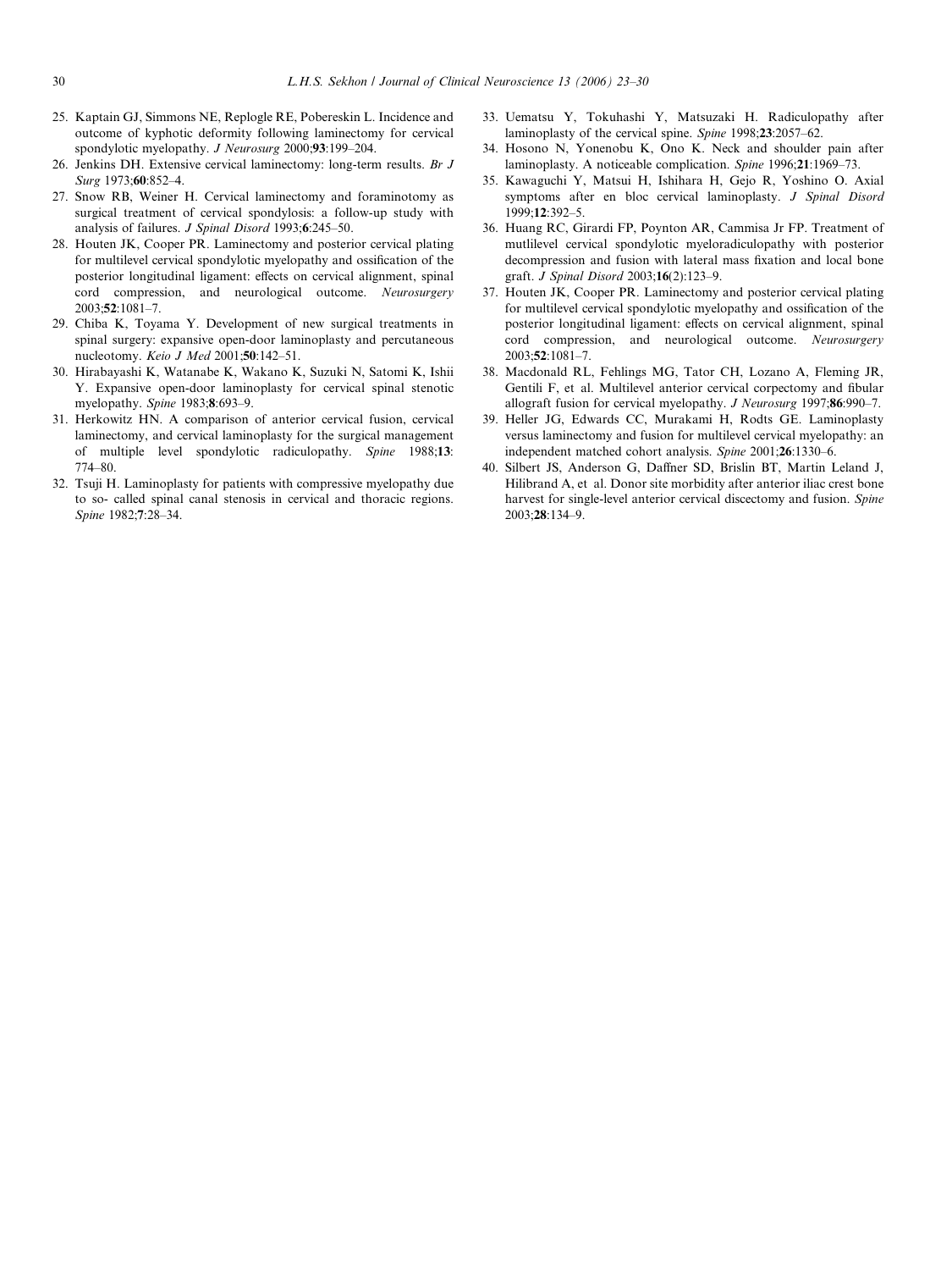25. Kaptain GJ, Simmons NE, Replogle RE, Pobereskin L. Incidence and outcome of kyphotic deformity following laminectomy for cervical spondylotic myelopathy. *J Neurosurg* 2000;**93**:199–204.
26. Jenkins DH. Extensive cervical laminectomy: long-term results. *Br J Surg* 1973;**60**:852–4.
27. Snow RB, Weiner H. Cervical laminectomy and foraminotomy as surgical treatment of cervical spondylosis: a follow-up study with analysis of failures. *J Spinal Disord* 1993;**6**:245–50.
28. Houten JK, Cooper PR. Laminectomy and posterior cervical plating for multilevel cervical spondylotic myelopathy and ossification of the posterior longitudinal ligament: effects on cervical alignment, spinal cord compression, and neurological outcome. *Neurosurgery* 2003;**52**:1081–7.
29. Chiba K, Toyama Y. Development of new surgical treatments in spinal surgery: expansive open-door laminoplasty and percutaneous nucleotomy. *Keio J Med* 2001;**50**:142–51.
30. Hirabayashi K, Watanabe K, Wakano K, Suzuki N, Satomi K, Ishii Y. Expansive open-door laminoplasty for cervical spinal stenotic myelopathy. *Spine* 1983;**8**:693–9.
31. Herkowitz HN. A comparison of anterior cervical fusion, cervical laminectomy, and cervical laminoplasty for the surgical management of multiple level spondylotic radiculopathy. *Spine* 1988;**13**: 774–80.
32. Tsuji H. Laminoplasty for patients with compressive myelopathy due to so- called spinal canal stenosis in cervical and thoracic regions. *Spine* 1982;**7**:28–34.
33. Uematsu Y, Tokuhashi Y, Matsuzaki H. Radiculopathy after laminoplasty of the cervical spine. *Spine* 1998;**23**:2057–62.
34. Hosono N, Yonenobu K, Ono K. Neck and shoulder pain after laminoplasty. A noticeable complication. *Spine* 1996;**21**:1969–73.
35. Kawaguchi Y, Matsui H, Ishihara H, Gejo R, Yoshino O. Axial symptoms after en bloc cervical laminoplasty. *J Spinal Disord* 1999;**12**:392–5.
36. Huang RC, Girardi FP, Poynton AR, Cammisa Jr FP. Treatment of mutlilevel cervical spondylotic myeloradiculopathy with posterior decompression and fusion with lateral mass fixation and local bone graft. *J Spinal Disord* 2003;**16**(2):123–9.
37. Houten JK, Cooper PR. Laminectomy and posterior cervical plating for multilevel cervical spondylotic myelopathy and ossification of the posterior longitudinal ligament: effects on cervical alignment, spinal cord compression, and neurological outcome. *Neurosurgery* 2003;**52**:1081–7.
38. Macdonald RL, Fehlings MG, Tator CH, Lozano A, Fleming JR, Gentili F, et al. Multilevel anterior cervical corpectomy and fibular allograft fusion for cervical myelopathy. *J Neurosurg* 1997;**86**:990–7.
39. Heller JG, Edwards CC, Murakami H, Rodts GE. Laminoplasty versus laminectomy and fusion for multilevel cervical myelopathy: an independent matched cohort analysis. *Spine* 2001;**26**:1330–6.
40. Silbert JS, Anderson G, Daffner SD, Brislin BT, Martin Leland J, Hilibrand A, et al. Donor site morbidity after anterior iliac crest bone harvest for single-level anterior cervical discectomy and fusion. *Spine* 2003;**28**:134–9.